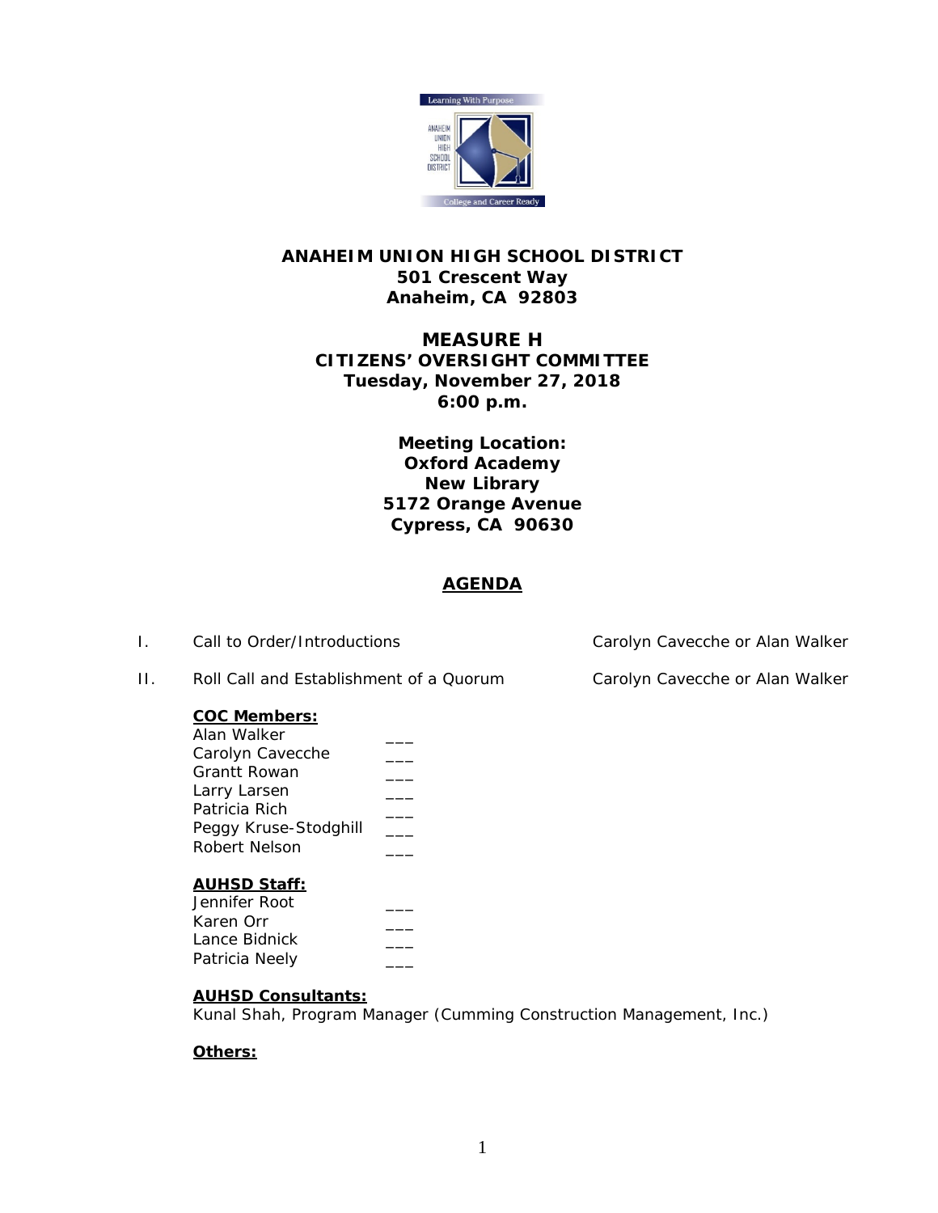# ANAHEIM UNION HIGH SCHOOL DISTRICT
**501 Crescent Way**
**Anaheim, CA 92803**

## MEASURE H
**CITIZENS' OVERSIGHT COMMITTEE**
**Tuesday, November 27, 2018**
**6:00 p.m.**

**Meeting Location:**
**Oxford Academy**
**New Library**
**5172 Orange Avenue**
**Cypress, CA 90630**

## AGENDA

I. Call to Order/Introductions — Carolyn Cavecche or Alan Walker

II. Roll Call and Establishment of a Quorum — Carolyn Cavecche or Alan Walker

**COC Members:**

Alan Walker ___
Carolyn Cavecche ___
Grantt Rowan ___
Larry Larsen ___
Patricia Rich ___
Peggy Kruse-Stodghill ___
Robert Nelson ___

**AUHSD Staff:**

Jennifer Root ___
Karen Orr ___
Lance Bidnick ___
Patricia Neely ___

**AUHSD Consultants:**

Kunal Shah, Program Manager (Cumming Construction Management, Inc.)

**Others:**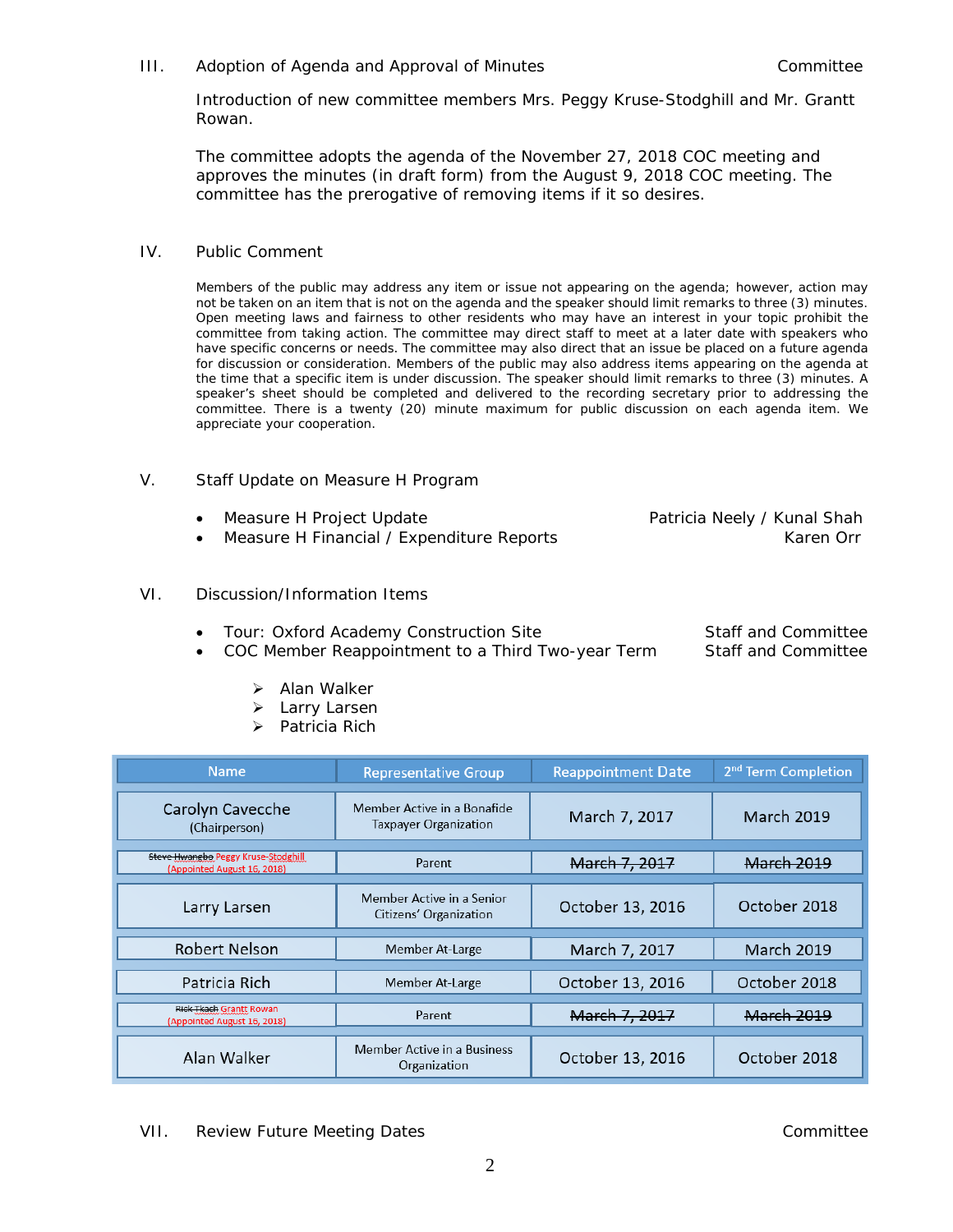III. Adoption of Agenda and Approval of Minutes — Committee

Introduction of new committee members Mrs. Peggy Kruse-Stodghill and Mr. Grantt Rowan.

The committee adopts the agenda of the November 27, 2018 COC meeting and approves the minutes (in draft form) from the August 9, 2018 COC meeting. The committee has the prerogative of removing items if it so desires.

IV. Public Comment

Members of the public may address any item or issue not appearing on the agenda; however, action may not be taken on an item that is not on the agenda and the speaker should limit remarks to three (3) minutes. Open meeting laws and fairness to other residents who may have an interest in your topic prohibit the committee from taking action. The committee may direct staff to meet at a later date with speakers who have specific concerns or needs. The committee may also direct that an issue be placed on a future agenda for discussion or consideration. Members of the public may also address items appearing on the agenda at the time that a specific item is under discussion. The speaker should limit remarks to three (3) minutes. A speaker's sheet should be completed and delivered to the recording secretary prior to addressing the committee. There is a twenty (20) minute maximum for public discussion on each agenda item. We appreciate your cooperation.

V. Staff Update on Measure H Program

- Measure H Project Update — Patricia Neely / Kunal Shah
- Measure H Financial / Expenditure Reports — Karen Orr

VI. Discussion/Information Items

- Tour: Oxford Academy Construction Site — Staff and Committee
- COC Member Reappointment to a Third Two-year Term — Staff and Committee
  - Alan Walker
  - Larry Larsen
  - Patricia Rich

| Name | Representative Group | Reappointment Date | 2nd Term Completion |
|---|---|---|---|
| Carolyn Cavecche (Chairperson) | Member Active in a Bonafide Taxpayer Organization | March 7, 2017 | March 2019 |
| ~~Steve Hwangbo~~ Peggy Kruse-Stodghill (Appointed August 16, 2018) | Parent | ~~March 7, 2017~~ | ~~March 2019~~ |
| Larry Larsen | Member Active in a Senior Citizens' Organization | October 13, 2016 | October 2018 |
| Robert Nelson | Member At-Large | March 7, 2017 | March 2019 |
| Patricia Rich | Member At-Large | October 13, 2016 | October 2018 |
| ~~Rick Tkach~~ Grantt Rowan (Appointed August 16, 2018) | Parent | ~~March 7, 2017~~ | ~~March 2019~~ |
| Alan Walker | Member Active in a Business Organization | October 13, 2016 | October 2018 |

VII. Review Future Meeting Dates — Committee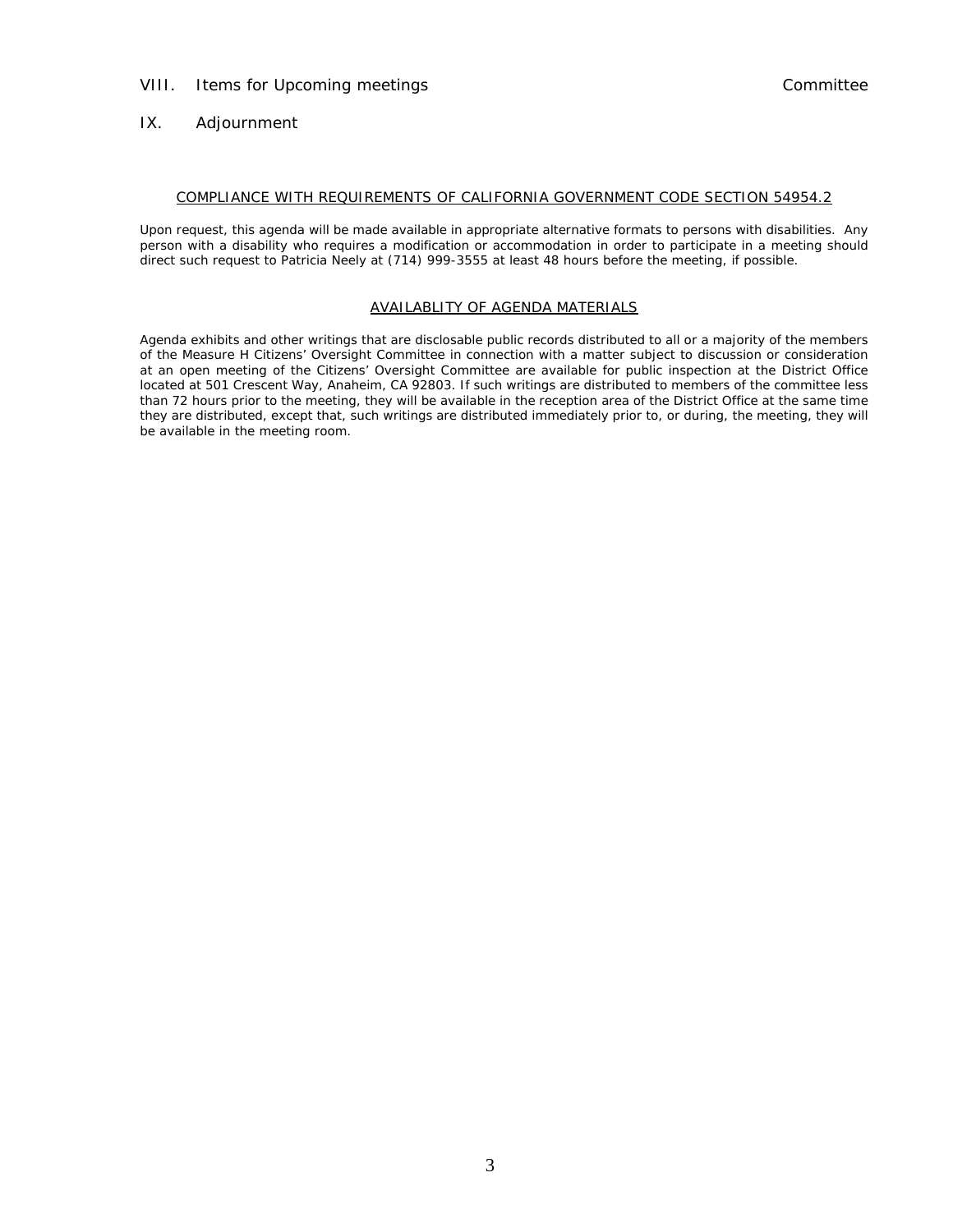VIII. Items for Upcoming meetings — Committee

IX. Adjournment

COMPLIANCE WITH REQUIREMENTS OF CALIFORNIA GOVERNMENT CODE SECTION 54954.2

Upon request, this agenda will be made available in appropriate alternative formats to persons with disabilities. Any person with a disability who requires a modification or accommodation in order to participate in a meeting should direct such request to Patricia Neely at (714) 999-3555 at least 48 hours before the meeting, if possible.

AVAILABLITY OF AGENDA MATERIALS

Agenda exhibits and other writings that are disclosable public records distributed to all or a majority of the members of the Measure H Citizens' Oversight Committee in connection with a matter subject to discussion or consideration at an open meeting of the Citizens' Oversight Committee are available for public inspection at the District Office located at 501 Crescent Way, Anaheim, CA 92803. If such writings are distributed to members of the committee less than 72 hours prior to the meeting, they will be available in the reception area of the District Office at the same time they are distributed, except that, such writings are distributed immediately prior to, or during, the meeting, they will be available in the meeting room.